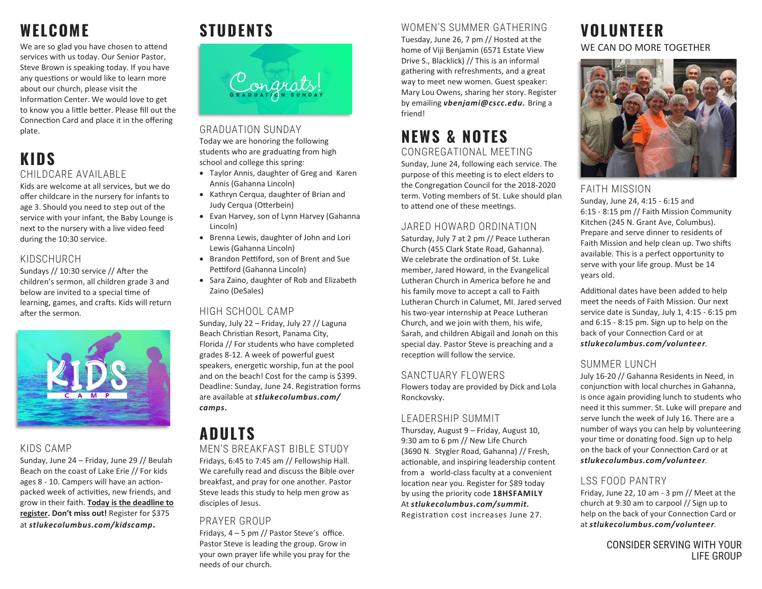# WELCOME

We are so glad you have chosen to attend services with us today. Our Senior Pastor, Steve Brown is speaking today. If you have any questions or would like to learn more about our church, please visit the Information Center. We would love to get to know you a little better. Please fill out the Connection Card and place it in the offering plate.

# KIDS

## CHILDCARE AVAILABLE

Kids are welcome at all services, but we do offer childcare in the nursery for infants to age 3. Should you need to step out of the service with your infant, the Baby Lounge is next to the nursery with a live video feed during the 10:30 service.

### KIDSCHURCH

Sundays // 10:30 service // After the children's sermon, all children grade 3 and below are invited to a special time of learning, games, and crafts. Kids will return after the sermon.

### KIDS CAMP

Sunday, June 24 – Friday, June 29 // Beulah Beach on the coast of Lake Erie // For kids ages 8 - 10. Campers will have an action-packed week of activities, new friends, and grow in their faith. **Today is the deadline to register. Don't miss out!** Register for $375 at ***stlukecolumbus.com/kidscamp.***

# STUDENTS

### GRADUATION SUNDAY

Today we are honoring the following students who are graduating from high school and college this spring:

- Taylor Annis, daughter of Greg and Karen Annis (Gahanna Lincoln)
- Kathryn Cerqua, daughter of Brian and Judy Cerqua (Otterbein)
- Evan Harvey, son of Lynn Harvey (Gahanna Lincoln)
- Brenna Lewis, daughter of John and Lori Lewis (Gahanna Lincoln)
- Brandon Pettiford, son of Brent and Sue Pettiford (Gahanna Lincoln)
- Sara Zaino, daughter of Rob and Elizabeth Zaino (DeSales)

### HIGH SCHOOL CAMP

Sunday, July 22 – Friday, July 27 // Laguna Beach Christian Resort, Panama City, Florida // For students who have completed grades 8-12. A week of powerful guest speakers, energetic worship, fun at the pool and on the beach! Cost for the camp is $399. Deadline: Sunday, June 24. Registration forms are available at ***stlukecolumbus.com/camps.***

# ADULTS

## MEN'S BREAKFAST BIBLE STUDY

Fridays, 6:45 to 7:45 am // Fellowship Hall. We carefully read and discuss the Bible over breakfast, and pray for one another. Pastor Steve leads this study to help men grow as disciples of Jesus.

### PRAYER GROUP

Fridays, 4 – 5 pm // Pastor Steve's office. Pastor Steve is leading the group. Grow in your own prayer life while you pray for the needs of our church.

### WOMEN'S SUMMER GATHERING

Tuesday, June 26, 7 pm // Hosted at the home of Viji Benjamin (6571 Estate View Drive S., Blacklick) // This is an informal gathering with refreshments, and a great way to meet new women. Guest speaker: Mary Lou Owens, sharing her story. Register by emailing ***vbenjami@cscc.edu.*** Bring a friend!

# NEWS & NOTES

## CONGREGATIONAL MEETING

Sunday, June 24, following each service. The purpose of this meeting is to elect elders to the Congregation Council for the 2018-2020 term. Voting members of St. Luke should plan to attend one of these meetings.

### JARED HOWARD ORDINATION

Saturday, July 7 at 2 pm // Peace Lutheran Church (455 Clark State Road, Gahanna). We celebrate the ordination of St. Luke member, Jared Howard, in the Evangelical Lutheran Church in America before he and his family move to accept a call to Faith Lutheran Church in Calumet, MI. Jared served his two-year internship at Peace Lutheran Church, and we join with them, his wife, Sarah, and children Abigail and Jonah on this special day. Pastor Steve is preaching and a reception will follow the service.

### SANCTUARY FLOWERS

Flowers today are provided by Dick and Lola Ronckovsky.

### LEADERSHIP SUMMIT

Thursday, August 9 – Friday, August 10, 9:30 am to 6 pm // New Life Church (3690 N. Stygler Road, Gahanna) // Fresh, actionable, and inspiring leadership content from a world-class faculty at a convenient location near you. Register for $89 today by using the priority code **18HSFAMILY** At ***stlukecolumbus.com/summit.*** Registration cost increases June 27.

# VOLUNTEER

## WE CAN DO MORE TOGETHER

### FAITH MISSION

Sunday, June 24, 4:15 - 6:15 and 6:15 - 8:15 pm // Faith Mission Community Kitchen (245 N. Grant Ave, Columbus). Prepare and serve dinner to residents of Faith Mission and help clean up. Two shifts available. This is a perfect opportunity to serve with your life group. Must be 14 years old.

Additional dates have been added to help meet the needs of Faith Mission. Our next service date is Sunday, July 1, 4:15 - 6:15 pm and 6:15 - 8:15 pm. Sign up to help on the back of your Connection Card or at ***stlukecolumbus.com/volunteer.***

### SUMMER LUNCH

July 16-20 // Gahanna Residents in Need, in conjunction with local churches in Gahanna, is once again providing lunch to students who need it this summer. St. Luke will prepare and serve lunch the week of July 16. There are a number of ways you can help by volunteering your time or donating food. Sign up to help on the back of your Connection Card or at ***stlukecolumbus.com/volunteer.***

### LSS FOOD PANTRY

Friday, June 22, 10 am - 3 pm // Meet at the church at 9:30 am to carpool // Sign up to help on the back of your Connection Card or at ***stlukecolumbus.com/volunteer.***

CONSIDER SERVING WITH YOUR LIFE GROUP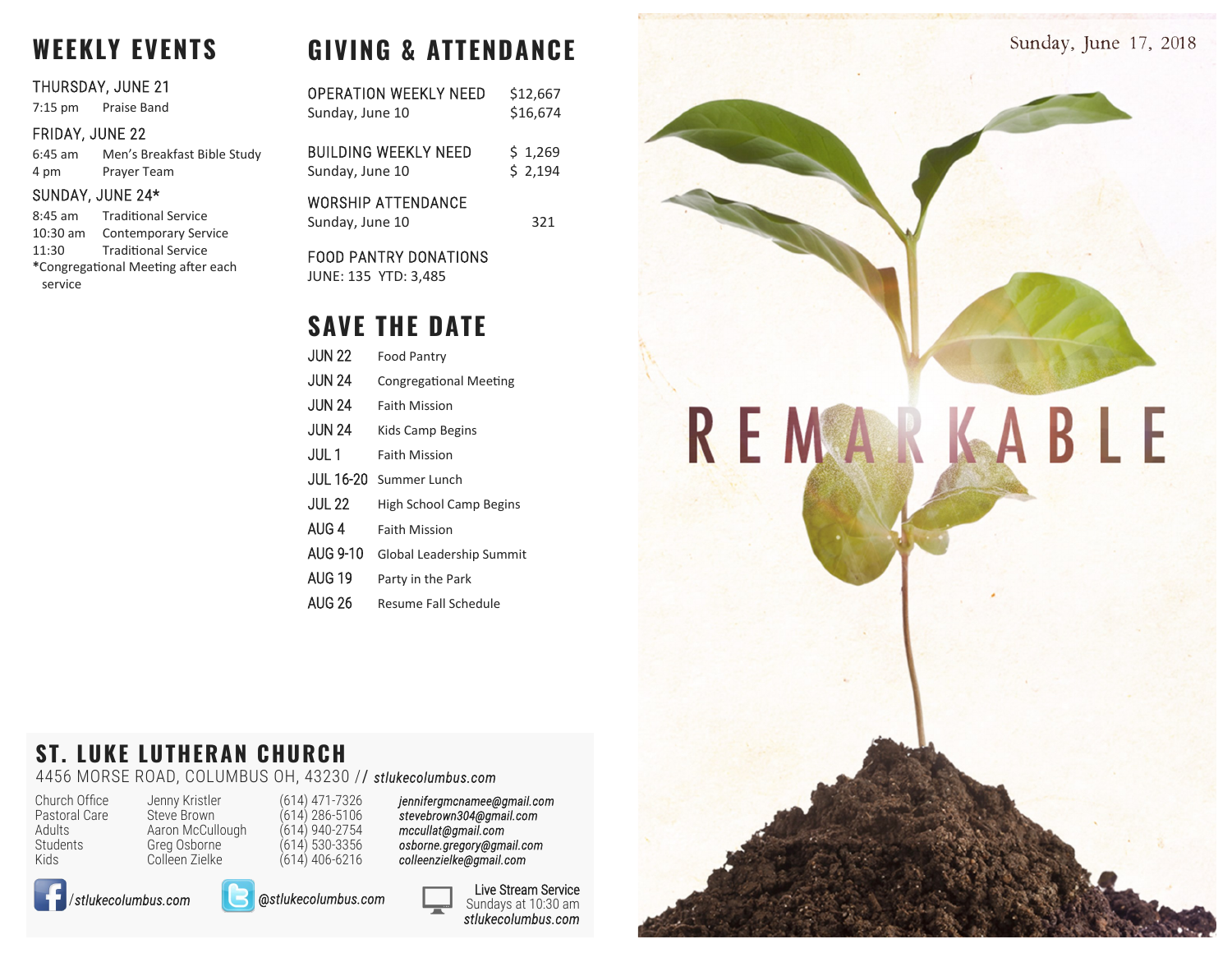## WEEKLY EVENTS

### THURSDAY, JUNE 21

7:15 pm Praise Band

### FRIDAY, JUNE 22

6:45 am Men's Breakfast Bible Study
4 pm Prayer Team

### SUNDAY, JUNE 24*

8:45 am Traditional Service
10:30 am Contemporary Service
11:30 Traditional Service

*Congregational Meeting after each service

## GIVING & ATTENDANCE

| | |
|---|---|
| OPERATION WEEKLY NEED | $12,667 |
| Sunday, June 10 | $16,674 |
| BUILDING WEEKLY NEED | $ 1,269 |
| Sunday, June 10 | $ 2,194 |
| WORSHIP ATTENDANCE | |
| Sunday, June 10 | 321 |

FOOD PANTRY DONATIONS
JUNE: 135 YTD: 3,485

## SAVE THE DATE

| | |
|---|---|
| JUN 22 | Food Pantry |
| JUN 24 | Congregational Meeting |
| JUN 24 | Faith Mission |
| JUN 24 | Kids Camp Begins |
| JUL 1 | Faith Mission |
| JUL 16-20 | Summer Lunch |
| JUL 22 | High School Camp Begins |
| AUG 4 | Faith Mission |
| AUG 9-10 | Global Leadership Summit |
| AUG 19 | Party in the Park |
| AUG 26 | Resume Fall Schedule |

## ST. LUKE LUTHERAN CHURCH

4456 MORSE ROAD, COLUMBUS OH, 43230 // *stlukecolumbus.com*

| | | | |
|---|---|---|---|
| Church Office | Jenny Kristler | (614) 471-7326 | *jennifergmcnamee@gmail.com* |
| Pastoral Care | Steve Brown | (614) 286-5106 | *stevebrown304@gmail.com* |
| Adults | Aaron McCullough | (614) 940-2754 | *mccullat@gmail.com* |
| Students | Greg Osborne | (614) 530-3356 | *osborne.gregory@gmail.com* |
| Kids | Colleen Zielke | (614) 406-6216 | *colleenzielke@gmail.com* |

*/stlukecolumbus.com*

*@stlukecolumbus.com*

Live Stream Service
Sundays at 10:30 am
*stlukecolumbus.com*

Sunday, June 17, 2018

# REMARKABLE